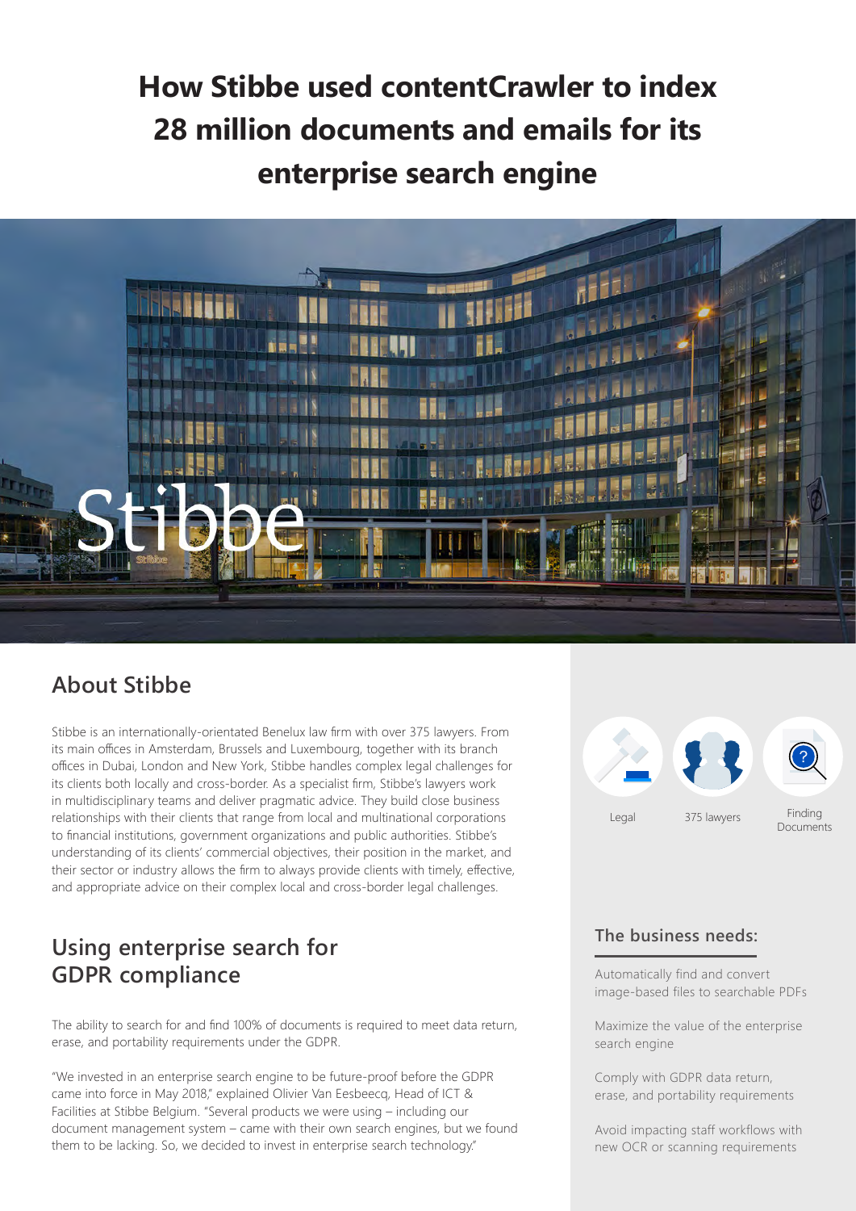# How Stibbe used contentCrawler to index 28 million documents and emails for its enterprise search engine

## About Stibbe

Stibbe is an internationally-orientated Benelux law firm with over 375 lawyers. From its main offices in Amsterdam, Brussels and Luxembourg, together with its branch offices in Dubai, London and New York, Stibbe handles complex legal challenges for its clients both locally and cross-border. As a specialist firm, Stibbe's lawyers work in multidisciplinary teams and deliver pragmatic advice. They build close business relationships with their clients that range from local and multinational corporations to financial institutions, government organizations and public authorities. Stibbe's understanding of its clients' commercial objectives, their position in the market, and their sector or industry allows the firm to always provide clients with timely, effective, and appropriate advice on their complex local and cross-border legal challenges.

Legal

375 lawyers

Finding Documents

## Using enterprise search for GDPR compliance

The ability to search for and find 100% of documents is required to meet data return, erase, and portability requirements under the GDPR.

"We invested in an enterprise search engine to be future-proof before the GDPR came into force in May 2018," explained Olivier Van Eesbeecq, Head of ICT & Facilities at Stibbe Belgium. "Several products we were using – including our document management system – came with their own search engines, but we found them to be lacking. So, we decided to invest in enterprise search technology."

### The business needs:

Automatically find and convert image-based files to searchable PDFs

Maximize the value of the enterprise search engine

Comply with GDPR data return, erase, and portability requirements

Avoid impacting staff workflows with new OCR or scanning requirements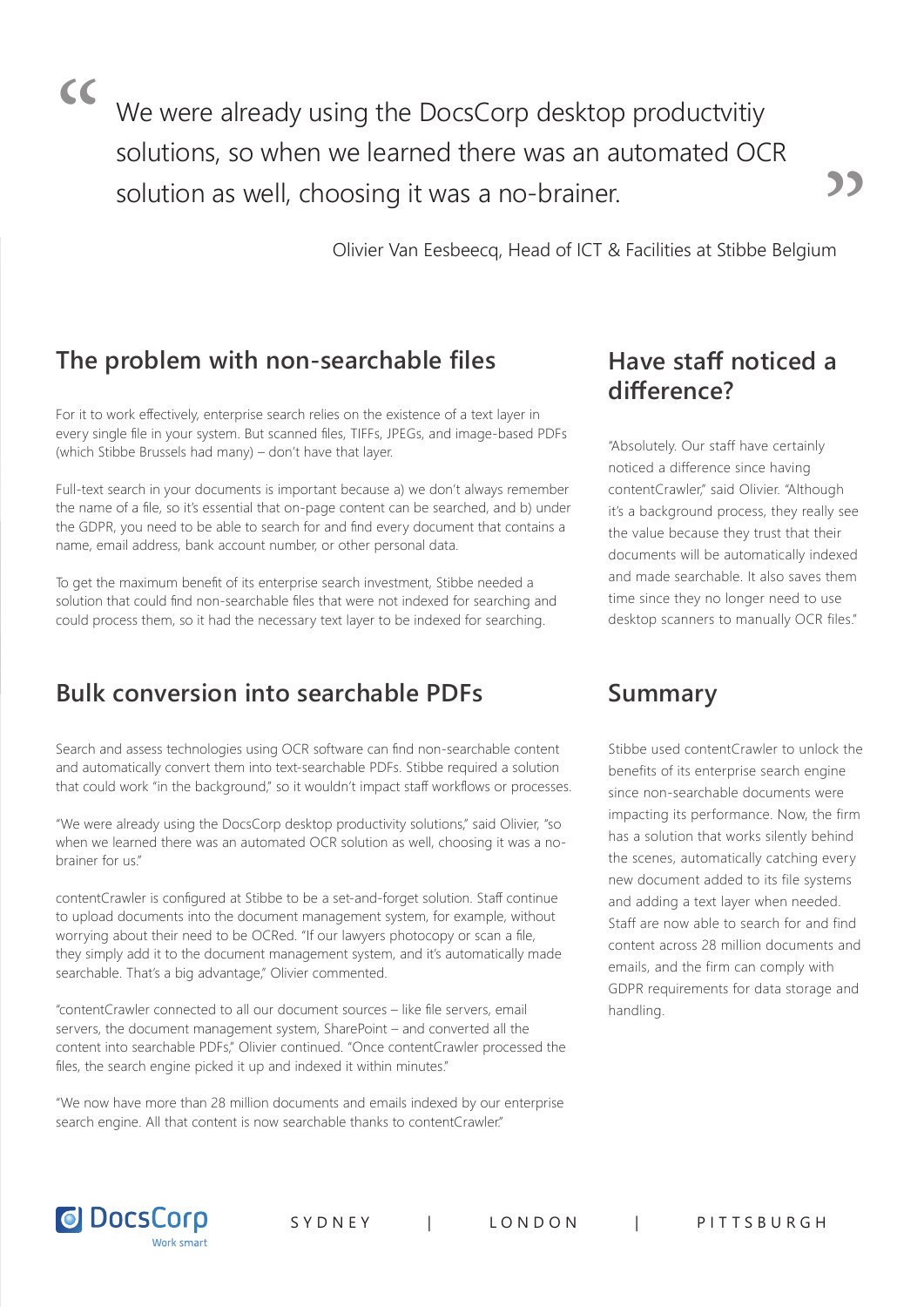> "We were already using the DocsCorp desktop productvitiy solutions, so when we learned there was an automated OCR solution as well, choosing it was a no-brainer."

Olivier Van Eesbeecq, Head of ICT & Facilities at Stibbe Belgium

## The problem with non-searchable files

For it to work effectively, enterprise search relies on the existence of a text layer in every single file in your system. But scanned files, TIFFs, JPEGs, and image-based PDFs (which Stibbe Brussels had many) – don't have that layer.

Full-text search in your documents is important because a) we don't always remember the name of a file, so it's essential that on-page content can be searched, and b) under the GDPR, you need to be able to search for and find every document that contains a name, email address, bank account number, or other personal data.

To get the maximum benefit of its enterprise search investment, Stibbe needed a solution that could find non-searchable files that were not indexed for searching and could process them, so it had the necessary text layer to be indexed for searching.

## Bulk conversion into searchable PDFs

Search and assess technologies using OCR software can find non-searchable content and automatically convert them into text-searchable PDFs. Stibbe required a solution that could work "in the background," so it wouldn't impact staff workflows or processes.

"We were already using the DocsCorp desktop productivity solutions," said Olivier, "so when we learned there was an automated OCR solution as well, choosing it was a no-brainer for us."

contentCrawler is configured at Stibbe to be a set-and-forget solution. Staff continue to upload documents into the document management system, for example, without worrying about their need to be OCRed. "If our lawyers photocopy or scan a file, they simply add it to the document management system, and it's automatically made searchable. That's a big advantage," Olivier commented.

"contentCrawler connected to all our document sources – like file servers, email servers, the document management system, SharePoint – and converted all the content into searchable PDFs," Olivier continued. "Once contentCrawler processed the files, the search engine picked it up and indexed it within minutes."

"We now have more than 28 million documents and emails indexed by our enterprise search engine. All that content is now searchable thanks to contentCrawler."

## Have staff noticed a difference?

"Absolutely. Our staff have certainly noticed a difference since having contentCrawler," said Olivier. "Although it's a background process, they really see the value because they trust that their documents will be automatically indexed and made searchable. It also saves them time since they no longer need to use desktop scanners to manually OCR files."

## Summary

Stibbe used contentCrawler to unlock the benefits of its enterprise search engine since non-searchable documents were impacting its performance. Now, the firm has a solution that works silently behind the scenes, automatically catching every new document added to its file systems and adding a text layer when needed. Staff are now able to search for and find content across 28 million documents and emails, and the firm can comply with GDPR requirements for data storage and handling.

DocsCorp Work smart

SYDNEY | LONDON | PITTSBURGH